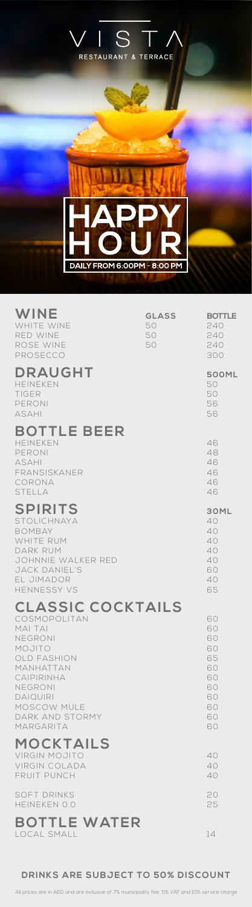# VISTA

RESTAURANT & TERRACE

## HAPPY HOUR

**DAILY FROM 6:00PM - 8:00 PM**

## WINE

| | GLASS | BOTTLE |
|---|---|---|
| WHITE WINE | 50 | 240 |
| RED WINE | 50 | 240 |
| ROSE WINE | 50 | 240 |
| PROSECCO | | 300 |

## DRAUGHT

| | 500ML |
|---|---|
| HEINEKEN | 50 |
| TIGER | 50 |
| PERONI | 56 |
| ASAHI | 56 |

## BOTTLE BEER

| | |
|---|---|
| HEINEKEN | 46 |
| PERONI | 48 |
| ASAHI | 46 |
| FRANSISKANER | 46 |
| CORONA | 46 |
| STELLA | 46 |

## SPIRITS

| | 30ML |
|---|---|
| STOLICHNAYA | 40 |
| BOMBAY | 40 |
| WHITE RUM | 40 |
| DARK RUM | 40 |
| JOHNNIE WALKER RED | 40 |
| JACK DANIEL'S | 60 |
| EL JIMADOR | 40 |
| HENNESSY VS | 65 |

## CLASSIC COCKTAILS

| | |
|---|---|
| COSMOPOLITAN | 60 |
| MAI TAI | 60 |
| NEGRONI | 60 |
| MOJITO | 60 |
| OLD FASHION | 65 |
| MANHATTAN | 60 |
| CAIPIRINHA | 60 |
| NEGRONI | 60 |
| DAIQUIRI | 60 |
| MOSCOW MULE | 60 |
| DARK AND STORMY | 60 |
| MARGARITA | 60 |

## MOCKTAILS

| | |
|---|---|
| VIRGIN MOJITO | 40 |
| VIRGIN COLADA | 40 |
| FRUIT PUNCH | 40 |
| SOFT DRINKS | 20 |
| HEINEKEN 0.0 | 25 |

## BOTTLE WATER

| | |
|---|---|
| LOCAL SMALL | 14 |

**DRINKS ARE SUBJECT TO 50% DISCOUNT**

All prices are in AED and are inclusive of 7% municipality fee, 5% VAT and 10% service charge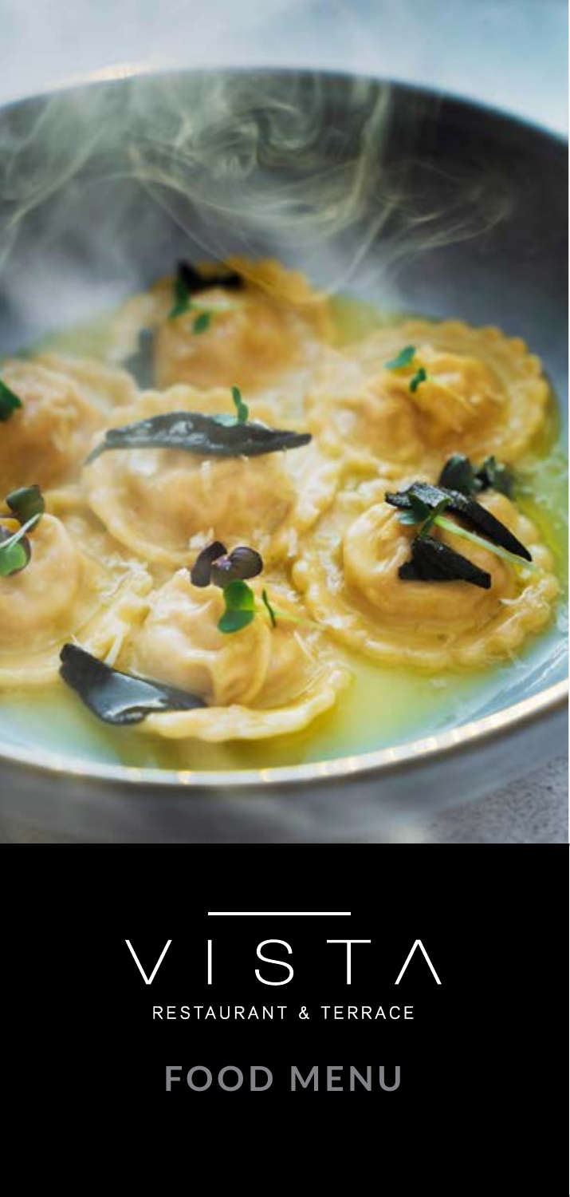# VISTA

RESTAURANT & TERRACE

## FOOD MENU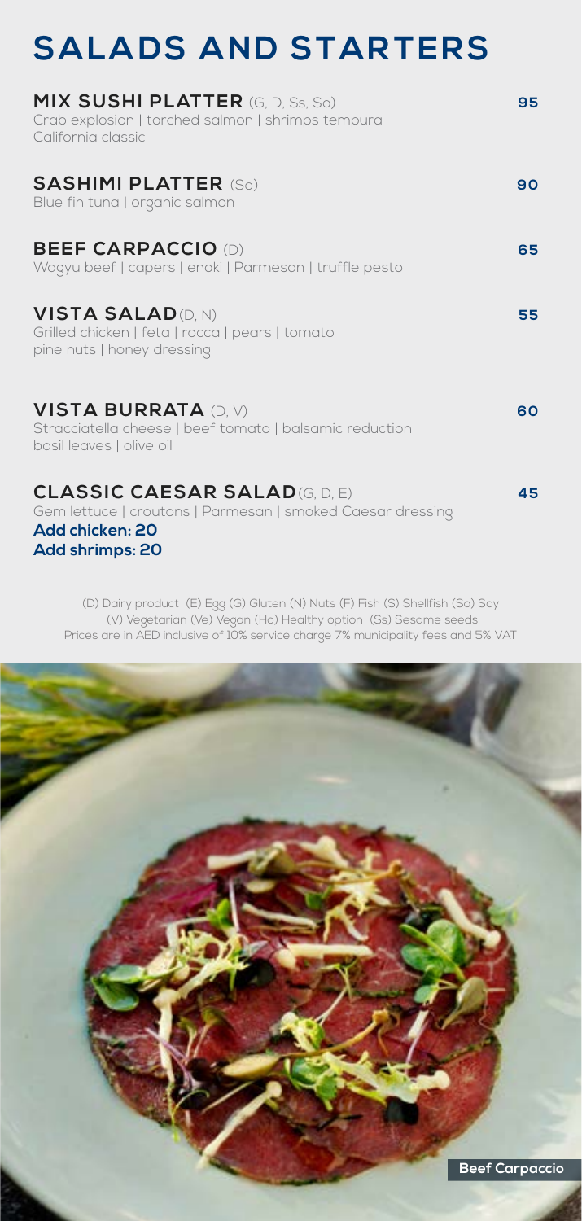# SALADS AND STARTERS

**MIX SUSHI PLATTER** (G, D, Ss, So) **95**
Crab explosion | torched salmon | shrimps tempura
California classic

**SASHIMI PLATTER** (So) **90**
Blue fin tuna | organic salmon

**BEEF CARPACCIO** (D) **65**
Wagyu beef | capers | enoki | Parmesan | truffle pesto

**VISTA SALAD** (D, N) **55**
Grilled chicken | feta | rocca | pears | tomato
pine nuts | honey dressing

**VISTA BURRATA** (D, V) **60**
Stracciatella cheese | beef tomato | balsamic reduction
basil leaves | olive oil

**CLASSIC CAESAR SALAD** (G, D, E) **45**
Gem lettuce | croutons | Parmesan | smoked Caesar dressing
**Add chicken: 20**
**Add shrimps: 20**

(D) Dairy product (E) Egg (G) Gluten (N) Nuts (F) Fish (S) Shellfish (So) Soy
(V) Vegetarian (Ve) Vegan (Ho) Healthy option (Ss) Sesame seeds
Prices are in AED inclusive of 10% service charge 7% municipality fees and 5% VAT

Beef Carpaccio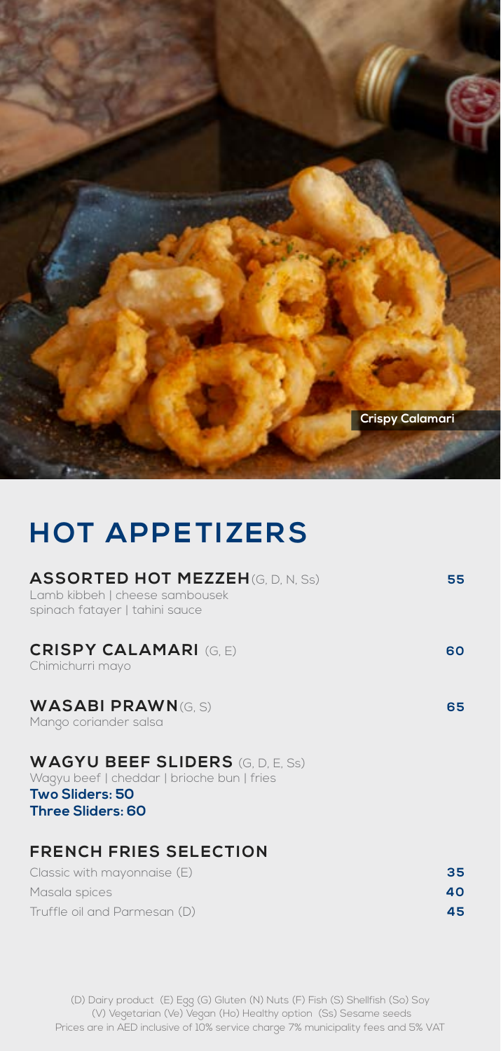Crispy Calamari

# HOT APPETIZERS

**ASSORTED HOT MEZZEH** (G, D, N, Ss) **55**
Lamb kibbeh | cheese sambousek
spinach fatayer | tahini sauce

**CRISPY CALAMARI** (G, E) **60**
Chimichurri mayo

**WASABI PRAWN** (G, S) **65**
Mango coriander salsa

**WAGYU BEEF SLIDERS** (G, D, E, Ss)
Wagyu beef | cheddar | brioche bun | fries
**Two Sliders: 50**
**Three Sliders: 60**

**FRENCH FRIES SELECTION**

| | |
|---|---|
| Classic with mayonnaise (E) | **35** |
| Masala spices | **40** |
| Truffle oil and Parmesan (D) | **45** |

(D) Dairy product (E) Egg (G) Gluten (N) Nuts (F) Fish (S) Shellfish (So) Soy
(V) Vegetarian (Ve) Vegan (Ho) Healthy option (Ss) Sesame seeds
Prices are in AED inclusive of 10% service charge 7% municipality fees and 5% VAT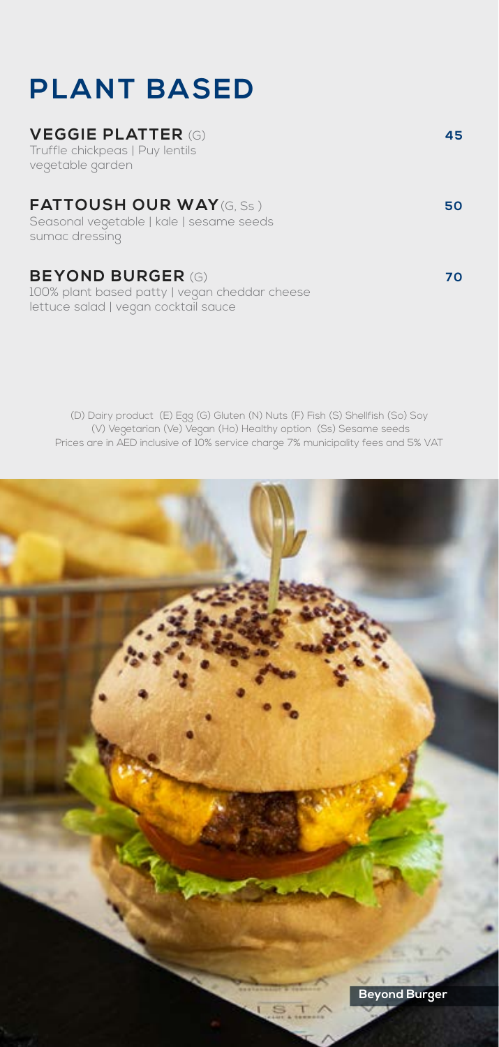# PLANT BASED

**VEGGIE PLATTER** (G) — **45**
Truffle chickpeas | Puy lentils
vegetable garden

**FATTOUSH OUR WAY** (G, Ss ) — **50**
Seasonal vegetable | kale | sesame seeds
sumac dressing

**BEYOND BURGER** (G) — **70**
100% plant based patty | vegan cheddar cheese
lettuce salad | vegan cocktail sauce

(D) Dairy product (E) Egg (G) Gluten (N) Nuts (F) Fish (S) Shellfish (So) Soy
(V) Vegetarian (Ve) Vegan (Ho) Healthy option (Ss) Sesame seeds
Prices are in AED inclusive of 10% service charge 7% municipality fees and 5% VAT

Beyond Burger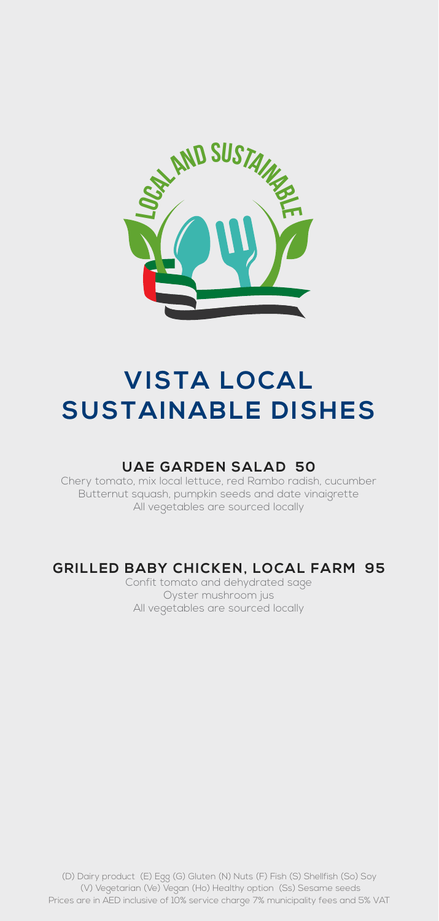LOCAL AND SUSTAINABLE

# VISTA LOCAL SUSTAINABLE DISHES

## UAE GARDEN SALAD 50

Chery tomato, mix local lettuce, red Rambo radish, cucumber
Butternut squash, pumpkin seeds and date vinaigrette
All vegetables are sourced locally

## GRILLED BABY CHICKEN, LOCAL FARM 95

Confit tomato and dehydrated sage
Oyster mushroom jus
All vegetables are sourced locally

(D) Dairy product (E) Egg (G) Gluten (N) Nuts (F) Fish (S) Shellfish (So) Soy
(V) Vegetarian (Ve) Vegan (Ho) Healthy option (Ss) Sesame seeds
Prices are in AED inclusive of 10% service charge 7% municipality fees and 5% VAT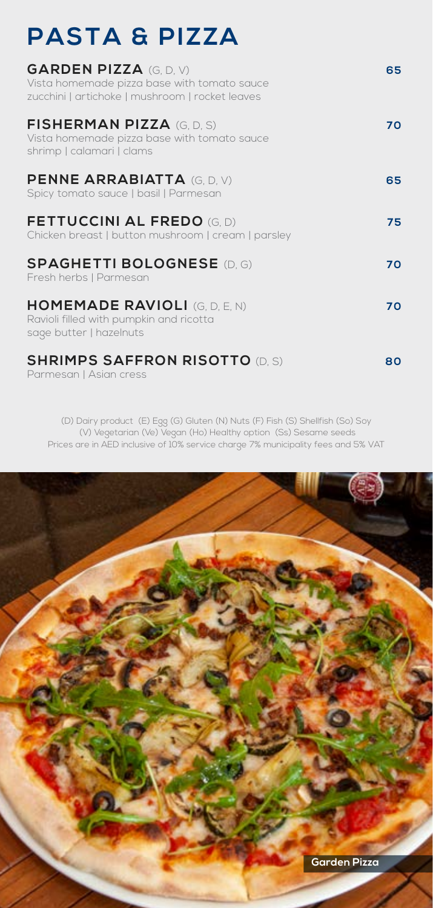# PASTA & PIZZA

**GARDEN PIZZA** (G, D, V) **65**
Vista homemade pizza base with tomato sauce
zucchini | artichoke | mushroom | rocket leaves

**FISHERMAN PIZZA** (G, D, S) **70**
Vista homemade pizza base with tomato sauce
shrimp | calamari | clams

**PENNE ARRABIATTA** (G, D, V) **65**
Spicy tomato sauce | basil | Parmesan

**FETTUCCINI AL FREDO** (G, D) **75**
Chicken breast | button mushroom | cream | parsley

**SPAGHETTI BOLOGNESE** (D, G) **70**
Fresh herbs | Parmesan

**HOMEMADE RAVIOLI** (G, D, E, N) **70**
Ravioli filled with pumpkin and ricotta
sage butter | hazelnuts

**SHRIMPS SAFFRON RISOTTO** (D, S) **80**
Parmesan | Asian cress

(D) Dairy product (E) Egg (G) Gluten (N) Nuts (F) Fish (S) Shellfish (So) Soy
(V) Vegetarian (Ve) Vegan (Ho) Healthy option (Ss) Sesame seeds
Prices are in AED inclusive of 10% service charge 7% municipality fees and 5% VAT

Garden Pizza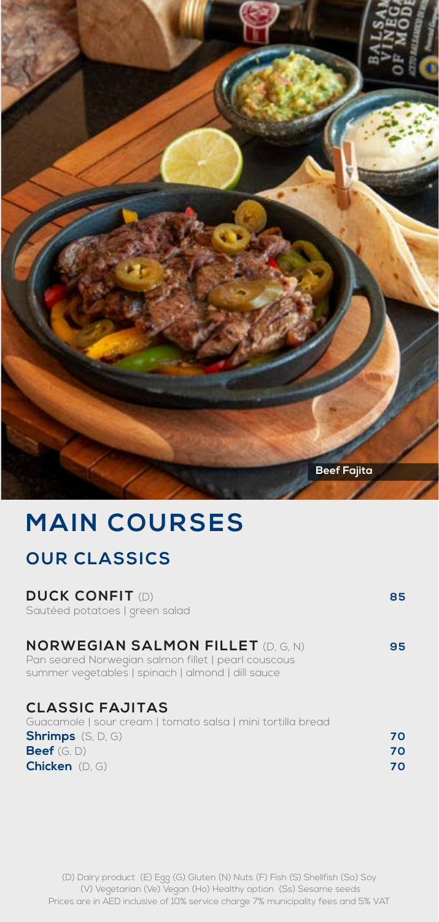Beef Fajita

# MAIN COURSES

## OUR CLASSICS

**DUCK CONFIT** (D) **85**
Sautéed potatoes | green salad

**NORWEGIAN SALMON FILLET** (D, G, N) **95**
Pan seared Norwegian salmon fillet | pearl couscous
summer vegetables | spinach | almond | dill sauce

**CLASSIC FAJITAS**
Guacamole | sour cream | tomato salsa | mini tortilla bread
**Shrimps** (S, D, G) **70**
**Beef** (G, D) **70**
**Chicken** (D, G) **70**

(D) Dairy product (E) Egg (G) Gluten (N) Nuts (F) Fish (S) Shellfish (So) Soy
(V) Vegetarian (Ve) Vegan (Ho) Healthy option (Ss) Sesame seeds
Prices are in AED inclusive of 10% service charge 7% municipality fees and 5% VAT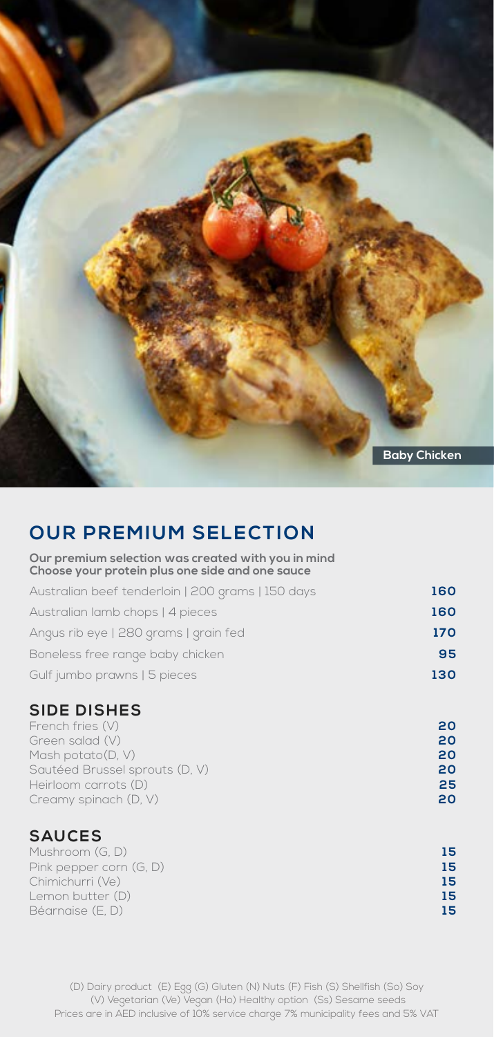Baby Chicken

## OUR PREMIUM SELECTION

**Our premium selection was created with you in mind**
**Choose your protein plus one side and one sauce**

| Item | Price |
|---|---|
| Australian beef tenderloin \| 200 grams \| 150 days | **160** |
| Australian lamb chops \| 4 pieces | **160** |
| Angus rib eye \| 280 grams \| grain fed | **170** |
| Boneless free range baby chicken | **95** |
| Gulf jumbo prawns \| 5 pieces | **130** |

### SIDE DISHES

| Item | Price |
|---|---|
| French fries (V) | **20** |
| Green salad (V) | **20** |
| Mash potato(D, V) | **20** |
| Sautéed Brussel sprouts (D, V) | **20** |
| Heirloom carrots (D) | **25** |
| Creamy spinach (D, V) | **20** |

### SAUCES

| Item | Price |
|---|---|
| Mushroom (G, D) | **15** |
| Pink pepper corn (G, D) | **15** |
| Chimichurri (Ve) | **15** |
| Lemon butter (D) | **15** |
| Béarnaise (E, D) | **15** |

(D) Dairy product (E) Egg (G) Gluten (N) Nuts (F) Fish (S) Shellfish (So) Soy
(V) Vegetarian (Ve) Vegan (Ho) Healthy option (Ss) Sesame seeds
Prices are in AED inclusive of 10% service charge 7% municipality fees and 5% VAT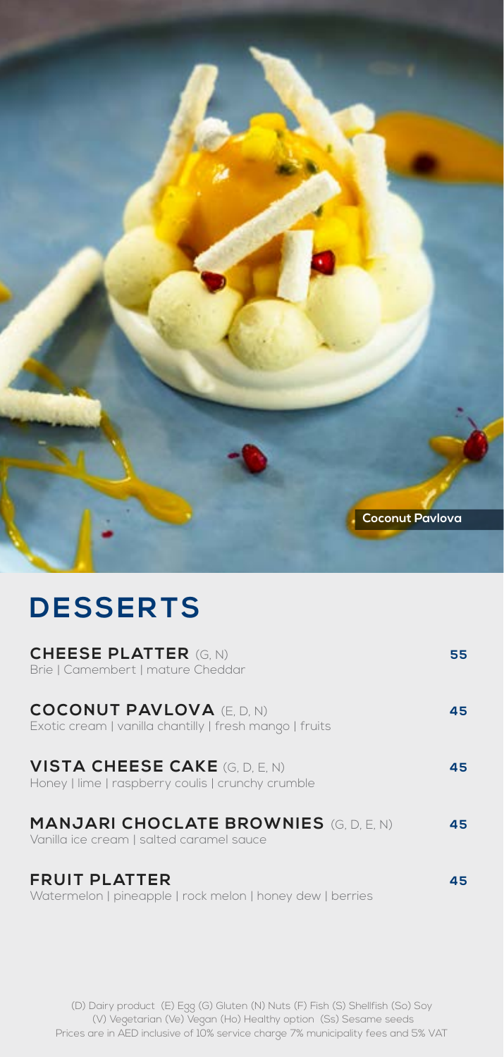Coconut Pavlova

# DESSERTS

**CHEESE PLATTER** (G, N) **55**
Brie | Camembert | mature Cheddar

**COCONUT PAVLOVA** (E, D, N) **45**
Exotic cream | vanilla chantilly | fresh mango | fruits

**VISTA CHEESE CAKE** (G, D, E, N) **45**
Honey | lime | raspberry coulis | crunchy crumble

**MANJARI CHOCLATE BROWNIES** (G, D, E, N) **45**
Vanilla ice cream | salted caramel sauce

**FRUIT PLATTER** **45**
Watermelon | pineapple | rock melon | honey dew | berries

(D) Dairy product (E) Egg (G) Gluten (N) Nuts (F) Fish (S) Shellfish (So) Soy
(V) Vegetarian (Ve) Vegan (Ho) Healthy option (Ss) Sesame seeds
Prices are in AED inclusive of 10% service charge 7% municipality fees and 5% VAT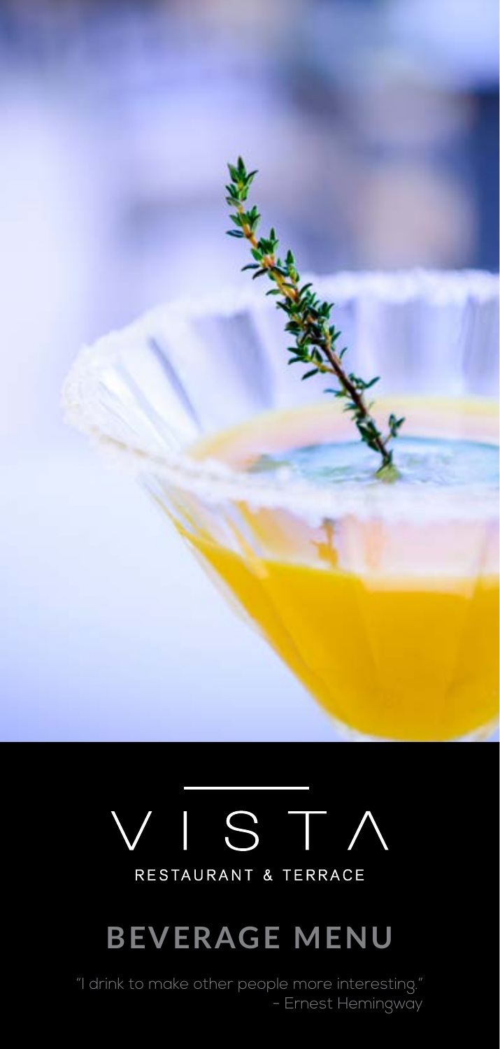# VISTA

RESTAURANT & TERRACE

## BEVERAGE MENU

"I drink to make other people more interesting."
- Ernest Hemingway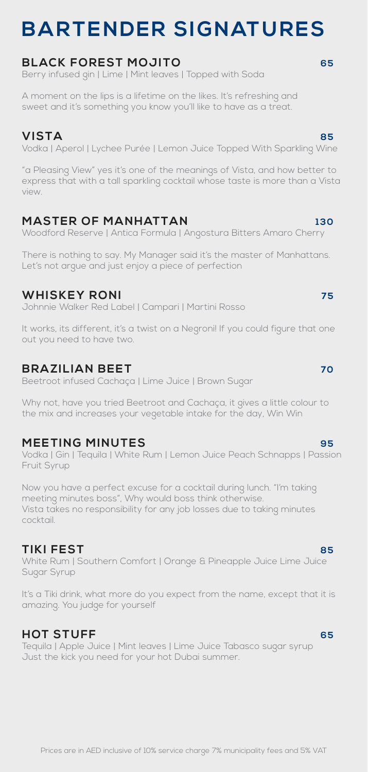# BARTENDER SIGNATURES

## BLACK FOREST MOJITO — 65

Berry infused gin | Lime | Mint leaves | Topped with Soda

A moment on the lips is a lifetime on the likes. It's refreshing and sweet and it's something you know you'll like to have as a treat.

## VISTA — 85

Vodka | Aperol | Lychee Purée | Lemon Juice Topped With Sparkling Wine

"a Pleasing View" yes it's one of the meanings of Vista, and how better to express that with a tall sparkling cocktail whose taste is more than a Vista view.

## MASTER OF MANHATTAN — 130

Woodford Reserve | Antica Formula | Angostura Bitters Amaro Cherry

There is nothing to say. My Manager said it's the master of Manhattans. Let's not argue and just enjoy a piece of perfection

## WHISKEY RONI — 75

Johnnie Walker Red Label | Campari | Martini Rosso

It works, its different, it's a twist on a Negroni! If you could figure that one out you need to have two.

## BRAZILIAN BEET — 70

Beetroot infused Cachaça | Lime Juice | Brown Sugar

Why not, have you tried Beetroot and Cachaça, it gives a little colour to the mix and increases your vegetable intake for the day, Win Win

## MEETING MINUTES — 95

Vodka | Gin | Tequila | White Rum | Lemon Juice Peach Schnapps | Passion Fruit Syrup

Now you have a perfect excuse for a cocktail during lunch. "I'm taking meeting minutes boss", Why would boss think otherwise.
Vista takes no responsibility for any job losses due to taking minutes cocktail.

## TIKI FEST — 85

White Rum | Southern Comfort | Orange & Pineapple Juice Lime Juice Sugar Syrup

It's a Tiki drink, what more do you expect from the name, except that it is amazing. You judge for yourself

## HOT STUFF — 65

Tequila | Apple Juice | Mint leaves | Lime Juice Tabasco sugar syrup
Just the kick you need for your hot Dubai summer.

Prices are in AED inclusive of 10% service charge 7% municipality fees and 5% VAT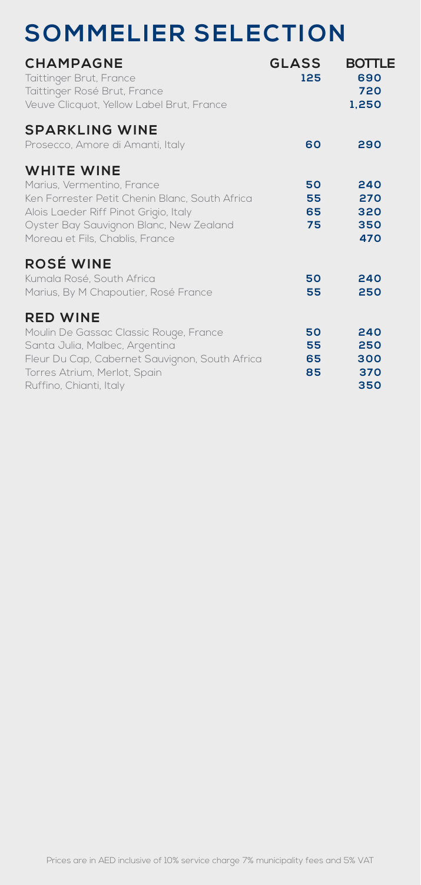# SOMMELIER SELECTION

| CHAMPAGNE | GLASS | BOTTLE |
| --- | --- | --- |
| Taittinger Brut, France | 125 | 690 |
| Taittinger Rosé Brut, France | | 720 |
| Veuve Clicquot, Yellow Label Brut, France | | 1,250 |
| **SPARKLING WINE** | | |
| Prosecco, Amore di Amanti, Italy | 60 | 290 |
| **WHITE WINE** | | |
| Marius, Vermentino, France | 50 | 240 |
| Ken Forrester Petit Chenin Blanc, South Africa | 55 | 270 |
| Alois Laeder Riff Pinot Grigio, Italy | 65 | 320 |
| Oyster Bay Sauvignon Blanc, New Zealand | 75 | 350 |
| Moreau et Fils, Chablis, France | | 470 |
| **ROSÉ WINE** | | |
| Kumala Rosé, South Africa | 50 | 240 |
| Marius, By M Chapoutier, Rosé France | 55 | 250 |
| **RED WINE** | | |
| Moulin De Gassac Classic Rouge, France | 50 | 240 |
| Santa Julia, Malbec, Argentina | 55 | 250 |
| Fleur Du Cap, Cabernet Sauvignon, South Africa | 65 | 300 |
| Torres Atrium, Merlot, Spain | 85 | 370 |
| Ruffino, Chianti, Italy | | 350 |

Prices are in AED inclusive of 10% service charge 7% municipality fees and 5% VAT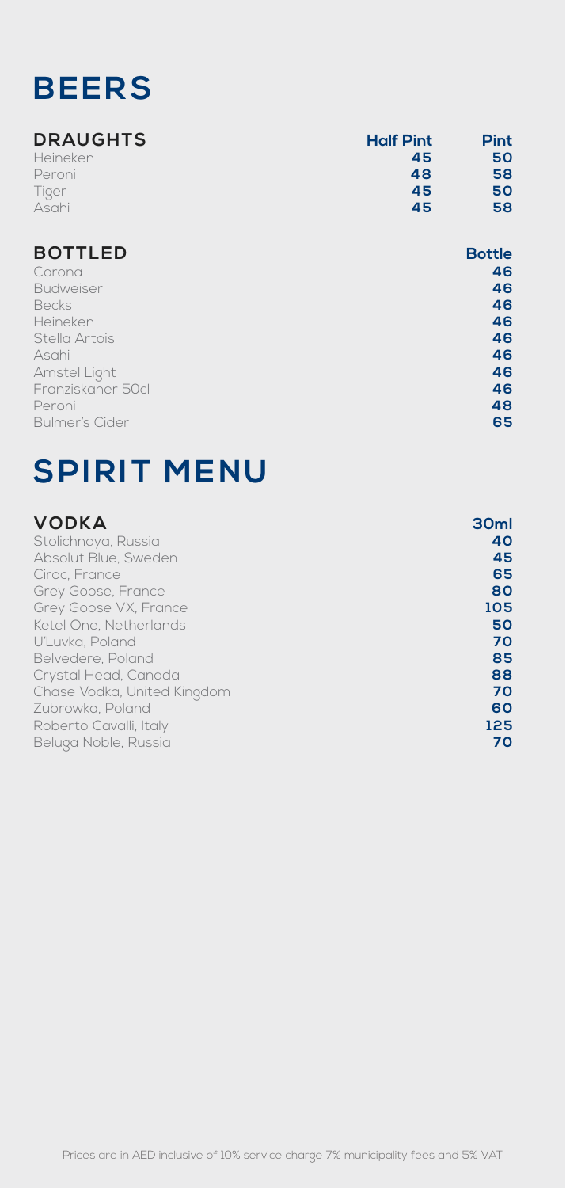# BEERS

## DRAUGHTS

| DRAUGHTS | Half Pint | Pint |
| --- | --- | --- |
| Heineken | 45 | 50 |
| Peroni | 48 | 58 |
| Tiger | 45 | 50 |
| Asahi | 45 | 58 |

## BOTTLED

| BOTTLED | Bottle |
| --- | --- |
| Corona | 46 |
| Budweiser | 46 |
| Becks | 46 |
| Heineken | 46 |
| Stella Artois | 46 |
| Asahi | 46 |
| Amstel Light | 46 |
| Franziskaner 50cl | 46 |
| Peroni | 48 |
| Bulmer's Cider | 65 |

# SPIRIT MENU

## VODKA

| VODKA | 30ml |
| --- | --- |
| Stolichnaya, Russia | 40 |
| Absolut Blue, Sweden | 45 |
| Ciroc, France | 65 |
| Grey Goose, France | 80 |
| Grey Goose VX, France | 105 |
| Ketel One, Netherlands | 50 |
| U'Luvka, Poland | 70 |
| Belvedere, Poland | 85 |
| Crystal Head, Canada | 88 |
| Chase Vodka, United Kingdom | 70 |
| Zubrowka, Poland | 60 |
| Roberto Cavalli, Italy | 125 |
| Beluga Noble, Russia | 70 |

Prices are in AED inclusive of 10% service charge 7% municipality fees and 5% VAT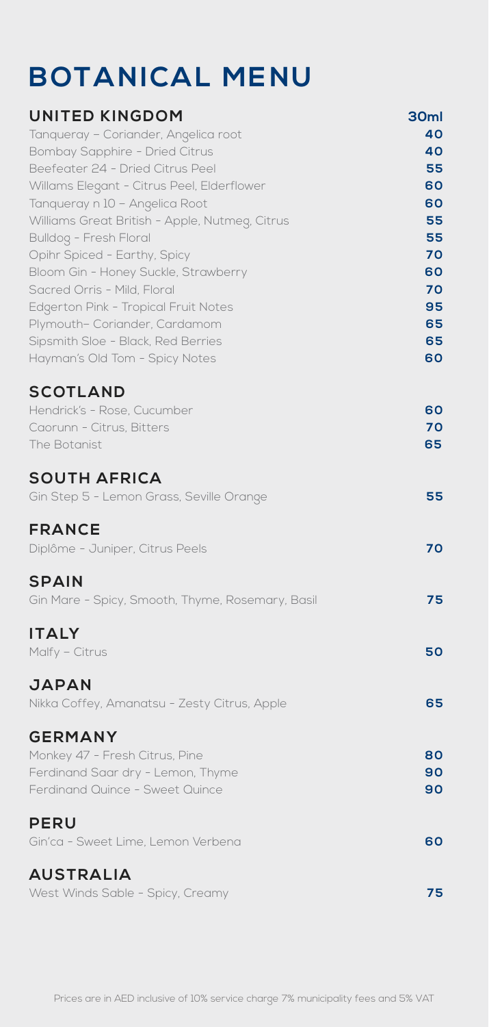# BOTANICAL MENU

| UNITED KINGDOM | 30ml |
|---|---|
| Tanqueray – Coriander, Angelica root | 40 |
| Bombay Sapphire - Dried Citrus | 40 |
| Beefeater 24 - Dried Citrus Peel | 55 |
| Willams Elegant - Citrus Peel, Elderflower | 60 |
| Tanqueray n 10 – Angelica Root | 60 |
| Williams Great British - Apple, Nutmeg, Citrus | 55 |
| Bulldog - Fresh Floral | 55 |
| Opihr Spiced - Earthy, Spicy | 70 |
| Bloom Gin - Honey Suckle, Strawberry | 60 |
| Sacred Orris - Mild, Floral | 70 |
| Edgerton Pink - Tropical Fruit Notes | 95 |
| Plymouth– Coriander, Cardamom | 65 |
| Sipsmith Sloe - Black, Red Berries | 65 |
| Hayman's Old Tom - Spicy Notes | 60 |

## SCOTLAND

| | |
|---|---|
| Hendrick's - Rose, Cucumber | 60 |
| Caorunn - Citrus, Bitters | 70 |
| The Botanist | 65 |

## SOUTH AFRICA

| | |
|---|---|
| Gin Step 5 - Lemon Grass, Seville Orange | 55 |

## FRANCE

| | |
|---|---|
| Diplôme - Juniper, Citrus Peels | 70 |

## SPAIN

| | |
|---|---|
| Gin Mare - Spicy, Smooth, Thyme, Rosemary, Basil | 75 |

## ITALY

| | |
|---|---|
| Malfy – Citrus | 50 |

## JAPAN

| | |
|---|---|
| Nikka Coffey, Amanatsu - Zesty Citrus, Apple | 65 |

## GERMANY

| | |
|---|---|
| Monkey 47 - Fresh Citrus, Pine | 80 |
| Ferdinand Saar dry - Lemon, Thyme | 90 |
| Ferdinand Quince - Sweet Quince | 90 |

## PERU

| | |
|---|---|
| Gin'ca - Sweet Lime, Lemon Verbena | 60 |

## AUSTRALIA

| | |
|---|---|
| West Winds Sable - Spicy, Creamy | 75 |

Prices are in AED inclusive of 10% service charge 7% municipality fees and 5% VAT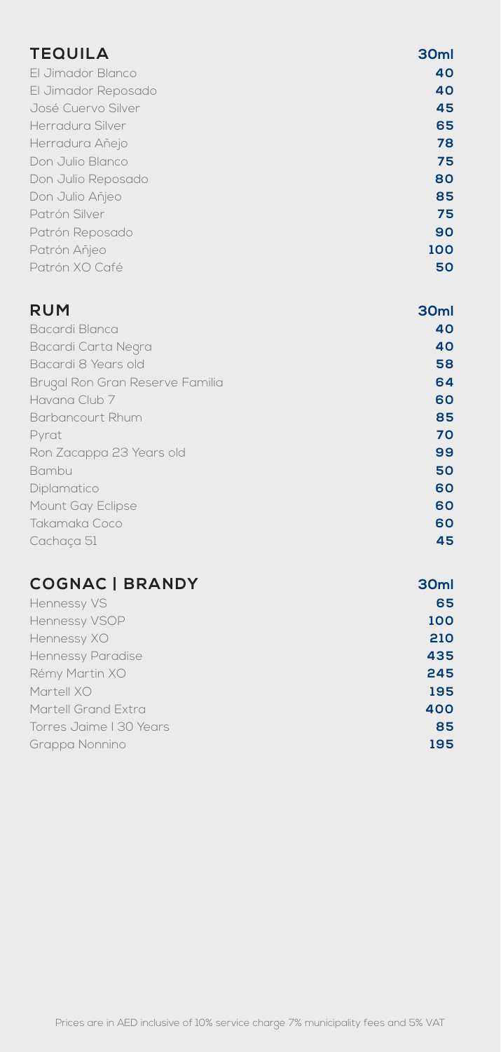## TEQUILA

| TEQUILA | 30ml |
| --- | --- |
| El Jimador Blanco | 40 |
| El Jimador Reposado | 40 |
| José Cuervo Silver | 45 |
| Herradura Silver | 65 |
| Herradura Añejo | 78 |
| Don Julio Blanco | 75 |
| Don Julio Reposado | 80 |
| Don Julio Añjeo | 85 |
| Patrón Silver | 75 |
| Patrón Reposado | 90 |
| Patrón Añjeo | 100 |
| Patrón XO Café | 50 |

## RUM

| RUM | 30ml |
| --- | --- |
| Bacardi Blanca | 40 |
| Bacardi Carta Negra | 40 |
| Bacardi 8 Years old | 58 |
| Brugal Ron Gran Reserve Familia | 64 |
| Havana Club 7 | 60 |
| Barbancourt Rhum | 85 |
| Pyrat | 70 |
| Ron Zacappa 23 Years old | 99 |
| Bambu | 50 |
| Diplamatico | 60 |
| Mount Gay Eclipse | 60 |
| Takamaka Coco | 60 |
| Cachaça 51 | 45 |

## COGNAC | BRANDY

| COGNAC \| BRANDY | 30ml |
| --- | --- |
| Hennessy VS | 65 |
| Hennessy VSOP | 100 |
| Hennessy XO | 210 |
| Hennessy Paradise | 435 |
| Rémy Martin XO | 245 |
| Martell XO | 195 |
| Martell Grand Extra | 400 |
| Torres Jaime I 30 Years | 85 |
| Grappa Nonnino | 195 |

Prices are in AED inclusive of 10% service charge 7% municipality fees and 5% VAT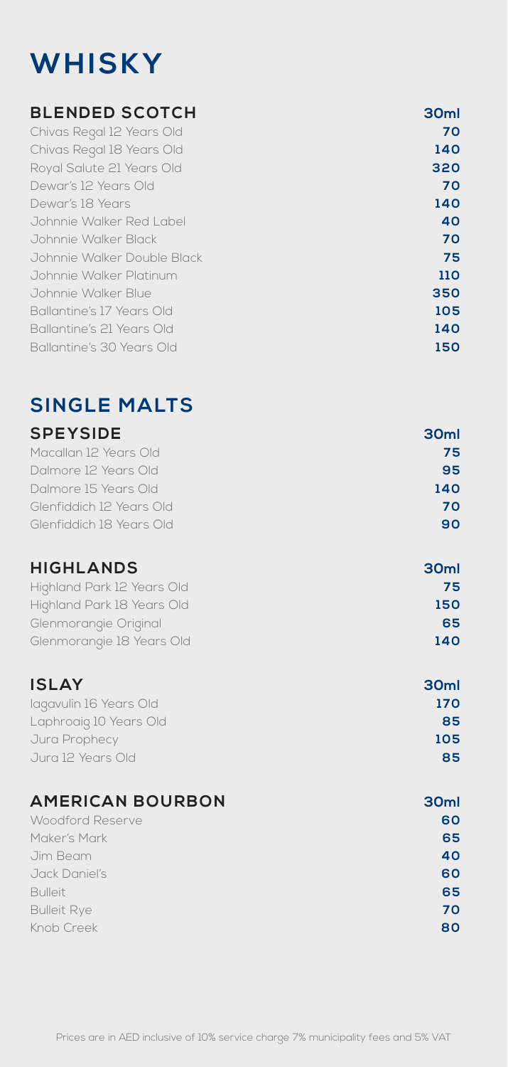# WHISKY

## BLENDED SCOTCH

| BLENDED SCOTCH | 30ml |
| --- | --- |
| Chivas Regal 12 Years Old | 70 |
| Chivas Regal 18 Years Old | 140 |
| Royal Salute 21 Years Old | 320 |
| Dewar's 12 Years Old | 70 |
| Dewar's 18 Years | 140 |
| Johnnie Walker Red Label | 40 |
| Johnnie Walker Black | 70 |
| Johnnie Walker Double Black | 75 |
| Johnnie Walker Platinum | 110 |
| Johnnie Walker Blue | 350 |
| Ballantine's 17 Years Old | 105 |
| Ballantine's 21 Years Old | 140 |
| Ballantine's 30 Years Old | 150 |

## SINGLE MALTS

### SPEYSIDE

| SPEYSIDE | 30ml |
| --- | --- |
| Macallan 12 Years Old | 75 |
| Dalmore 12 Years Old | 95 |
| Dalmore 15 Years Old | 140 |
| Glenfiddich 12 Years Old | 70 |
| Glenfiddich 18 Years Old | 90 |

### HIGHLANDS

| HIGHLANDS | 30ml |
| --- | --- |
| Highland Park 12 Years Old | 75 |
| Highland Park 18 Years Old | 150 |
| Glenmorangie Original | 65 |
| Glenmorangie 18 Years Old | 140 |

### ISLAY

| ISLAY | 30ml |
| --- | --- |
| lagavulin 16 Years Old | 170 |
| Laphroaig 10 Years Old | 85 |
| Jura Prophecy | 105 |
| Jura 12 Years Old | 85 |

## AMERICAN BOURBON

| AMERICAN BOURBON | 30ml |
| --- | --- |
| Woodford Reserve | 60 |
| Maker's Mark | 65 |
| Jim Beam | 40 |
| Jack Daniel's | 60 |
| Bulleit | 65 |
| Bulleit Rye | 70 |
| Knob Creek | 80 |

Prices are in AED inclusive of 10% service charge 7% municipality fees and 5% VAT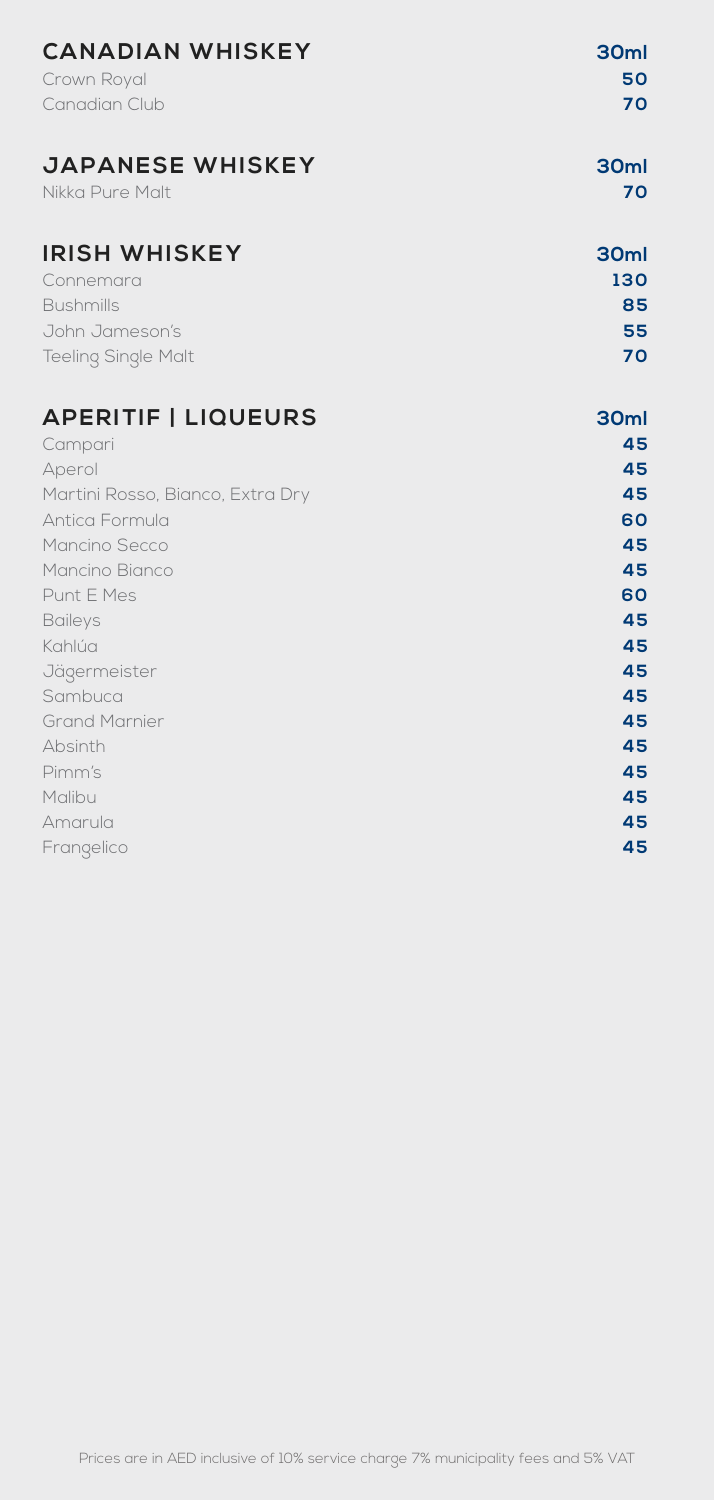## CANADIAN WHISKEY

| | 30ml |
|---|---|
| Crown Royal | 50 |
| Canadian Club | 70 |

## JAPANESE WHISKEY

| | 30ml |
|---|---|
| Nikka Pure Malt | 70 |

## IRISH WHISKEY

| | 30ml |
|---|---|
| Connemara | 130 |
| Bushmills | 85 |
| John Jameson's | 55 |
| Teeling Single Malt | 70 |

## APERITIF | LIQUEURS

| | 30ml |
|---|---|
| Campari | 45 |
| Aperol | 45 |
| Martini Rosso, Bianco, Extra Dry | 45 |
| Antica Formula | 60 |
| Mancino Secco | 45 |
| Mancino Bianco | 45 |
| Punt E Mes | 60 |
| Baileys | 45 |
| Kahlúa | 45 |
| Jägermeister | 45 |
| Sambuca | 45 |
| Grand Marnier | 45 |
| Absinth | 45 |
| Pimm's | 45 |
| Malibu | 45 |
| Amarula | 45 |
| Frangelico | 45 |

Prices are in AED inclusive of 10% service charge 7% municipality fees and 5% VAT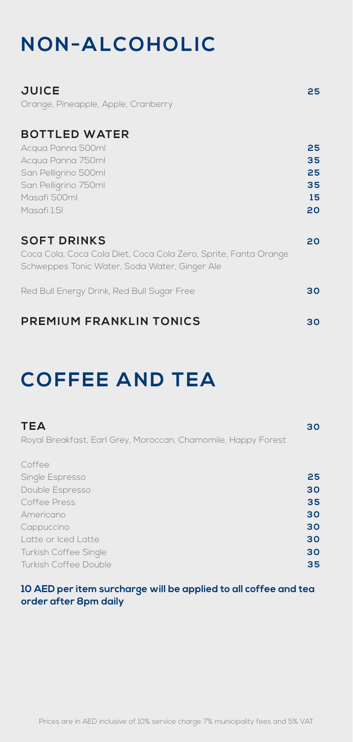# NON-ALCOHOLIC

## JUICE — 25

Orange, Pineapple, Apple, Cranberry

## BOTTLED WATER

| Item | Price |
|---|---|
| Acqua Panna 500ml | 25 |
| Acqua Panna 750ml | 35 |
| San Pelligrino 500ml | 25 |
| San Pelligrino 750ml | 35 |
| Masafi 500ml | 15 |
| Masafi 1.5l | 20 |

## SOFT DRINKS — 20

Coca Cola, Coca Cola Diet, Coca Cola Zero, Sprite, Fanta Orange
Schweppes Tonic Water, Soda Water, Ginger Ale

Red Bull Energy Drink, Red Bull Sugar Free — 30

## PREMIUM FRANKLIN TONICS — 30

# COFFEE AND TEA

## TEA — 30

Royal Breakfast, Earl Grey, Moroccan, Chamomile, Happy Forest

Coffee

| Item | Price |
|---|---|
| Single Espresso | 25 |
| Double Espresso | 30 |
| Coffee Press | 35 |
| Americano | 30 |
| Cappuccino | 30 |
| Latte or Iced Latte | 30 |
| Turkish Coffee Single | 30 |
| Turkish Coffee Double | 35 |

**10 AED per item surcharge will be applied to all coffee and tea order after 8pm daily**

Prices are in AED inclusive of 10% service charge 7% municipality fees and 5% VAT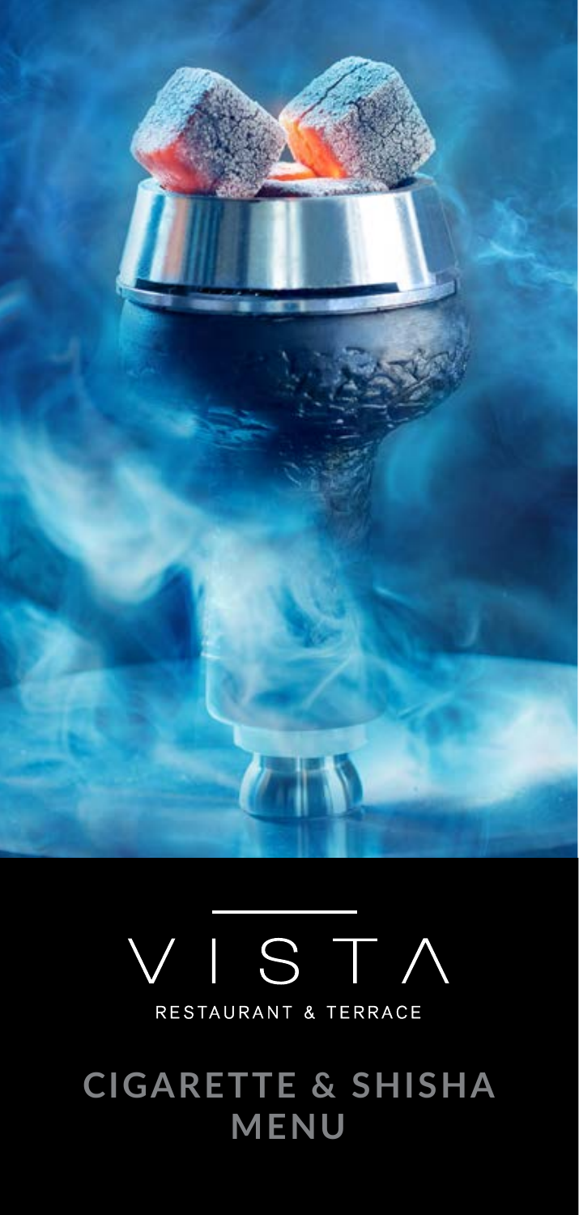VISTA

RESTAURANT & TERRACE

# CIGARETTE & SHISHA MENU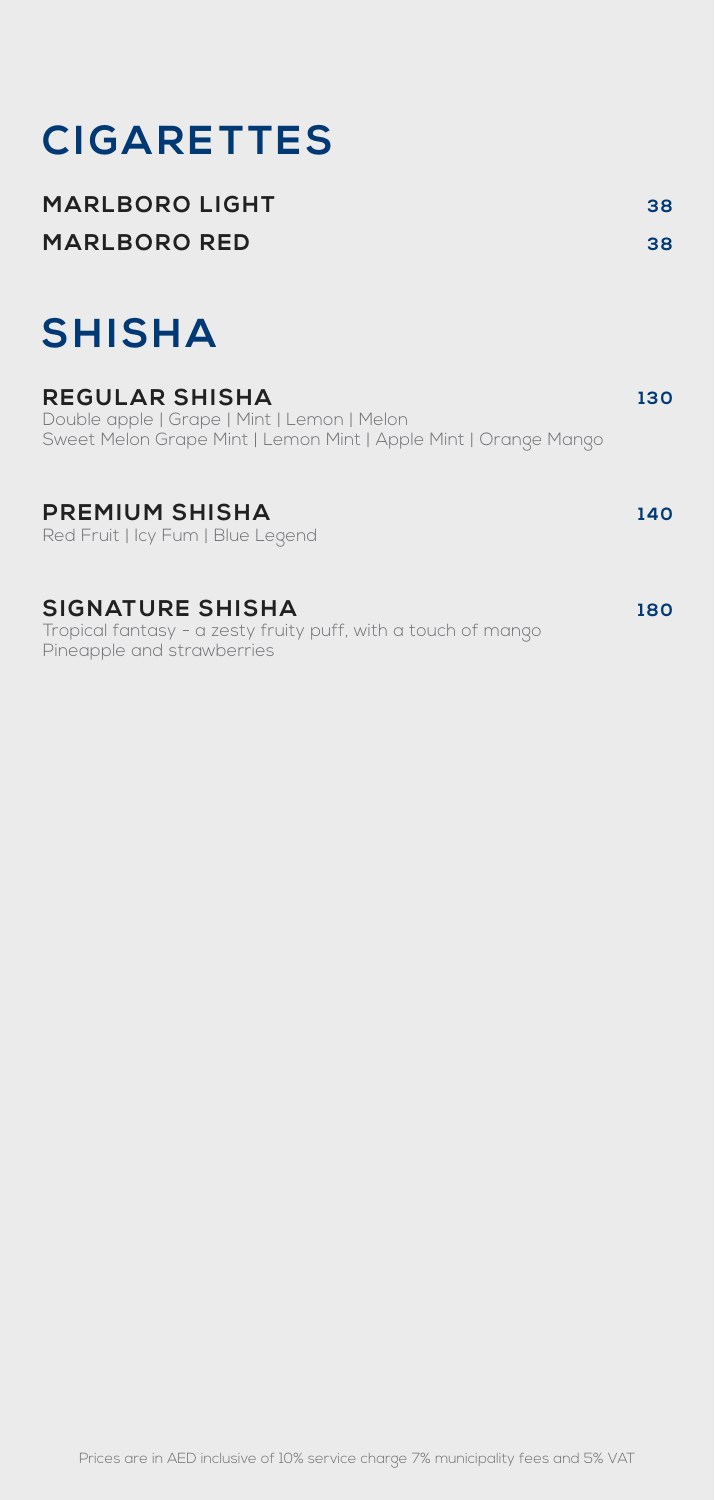# CIGARETTES

**MARLBORO LIGHT** 38

**MARLBORO RED** 38

# SHISHA

**REGULAR SHISHA** 130

Double apple | Grape | Mint | Lemon | Melon
Sweet Melon Grape Mint | Lemon Mint | Apple Mint | Orange Mango

**PREMIUM SHISHA** 140

Red Fruit | Icy Fum | Blue Legend

**SIGNATURE SHISHA** 180

Tropical fantasy - a zesty fruity puff, with a touch of mango
Pineapple and strawberries

Prices are in AED inclusive of 10% service charge 7% municipality fees and 5% VAT